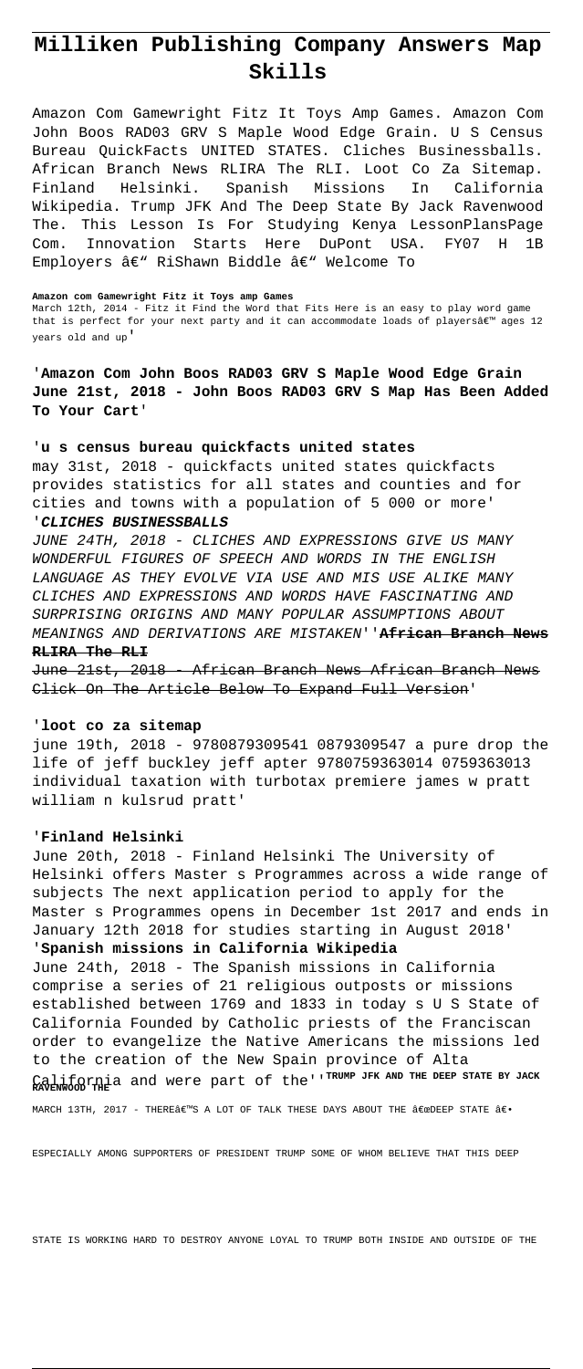# Milliken Publishing Company Answers Map Skills

Amazon Com Gamewright Fitz It Toys Amp Games. Amazon Com John Boos RAD03 GRV S Maple Wood Edge Grain. U S Census Bureau QuickFacts UNITED STATES. Cliches Businessballs. African Branch News RLIRA The RLI. Loot Co Za Sitemap. Finland Helsinki. Spanish Missions In California Wikipedia. Trump JFK And The Deep State By Jack Ravenwood The. This Lesson Is For Studying Kenya LessonPlansPage Com. Innovation Starts Here DuPont USA. FY07 H 1B Employers â€" RiShawn Biddle â€" Welcome To

**Amazon com Gamewright Fitz it Toys amp Games**
March 12th, 2014 - Fitz it Find the Word that Fits Here is an easy to play word game that is perfect for your next party and it can accommodate loads of playersâ€™ ages 12 years old and up'

'**Amazon Com John Boos RAD03 GRV S Maple Wood Edge Grain June 21st, 2018 - John Boos RAD03 GRV S Map Has Been Added To Your Cart**'

'**u s census bureau quickfacts united states**
may 31st, 2018 - quickfacts united states quickfacts provides statistics for all states and counties and for cities and towns with a population of 5 000 or more'
'***CLICHES BUSINESSBALLS***
*JUNE 24TH, 2018 - CLICHES AND EXPRESSIONS GIVE US MANY WONDERFUL FIGURES OF SPEECH AND WORDS IN THE ENGLISH LANGUAGE AS THEY EVOLVE VIA USE AND MIS USE ALIKE MANY CLICHES AND EXPRESSIONS AND WORDS HAVE FASCINATING AND SURPRISING ORIGINS AND MANY POPULAR ASSUMPTIONS ABOUT MEANINGS AND DERIVATIONS ARE MISTAKEN*''**African Branch News RLIRA The RLI**
June 21st, 2018 - African Branch News African Branch News Click On The Article Below To Expand Full Version'

'**loot co za sitemap**
june 19th, 2018 - 9780879309541 0879309547 a pure drop the life of jeff buckley jeff apter 9780759363014 0759363013 individual taxation with turbotax premiere james w pratt william n kulsrud pratt'

'**Finland Helsinki**
June 20th, 2018 - Finland Helsinki The University of Helsinki offers Master s Programmes across a wide range of subjects The next application period to apply for the Master s Programmes opens in December 1st 2017 and ends in January 12th 2018 for studies starting in August 2018'
'**Spanish missions in California Wikipedia**
June 24th, 2018 - The Spanish missions in California comprise a series of 21 religious outposts or missions established between 1769 and 1833 in today s U S State of California Founded by Catholic priests of the Franciscan order to evangelize the Native Americans the missions led to the creation of the New Spain province of Alta California and were part of the''**TRUMP JFK AND THE DEEP STATE BY JACK RAVENWOOD THE**
MARCH 13TH, 2017 - THEREâ€™S A LOT OF TALK THESE DAYS ABOUT THE â€œDEEP STATE â€• ESPECIALLY AMONG SUPPORTERS OF PRESIDENT TRUMP SOME OF WHOM BELIEVE THAT THIS DEEP STATE IS WORKING HARD TO DESTROY ANYONE LOYAL TO TRUMP BOTH INSIDE AND OUTSIDE OF THE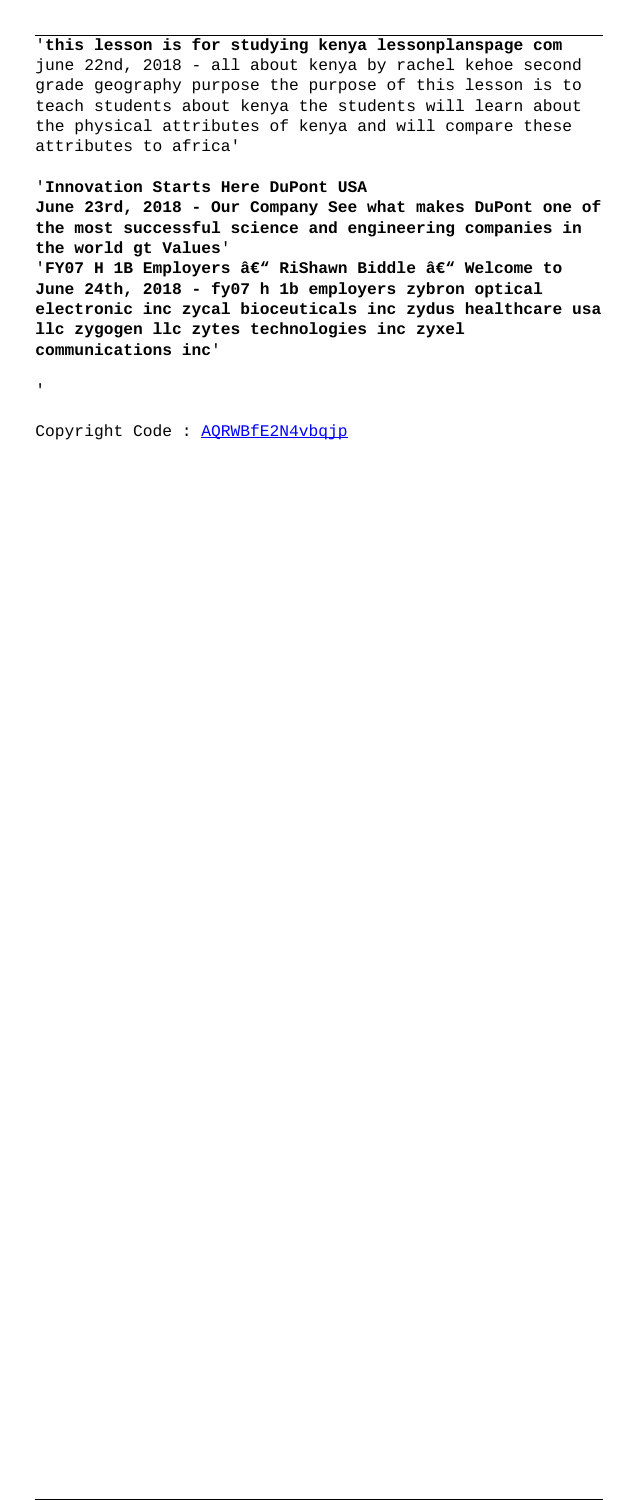'**this lesson is for studying kenya lessonplanspage com** june 22nd, 2018 - all about kenya by rachel kehoe second grade geography purpose the purpose of this lesson is to teach students about kenya the students will learn about the physical attributes of kenya and will compare these attributes to africa'

'**Innovation Starts Here DuPont USA**
**June 23rd, 2018 - Our Company See what makes DuPont one of the most successful science and engineering companies in the world gt Values**'
'**FY07 H 1B Employers â€" RiShawn Biddle â€" Welcome to**
**June 24th, 2018 - fy07 h 1b employers zybron optical electronic inc zycal bioceuticals inc zydus healthcare usa llc zygogen llc zytes technologies inc zyxel communications inc**'

'

Copyright Code : AQRWBfE2N4vbqjp